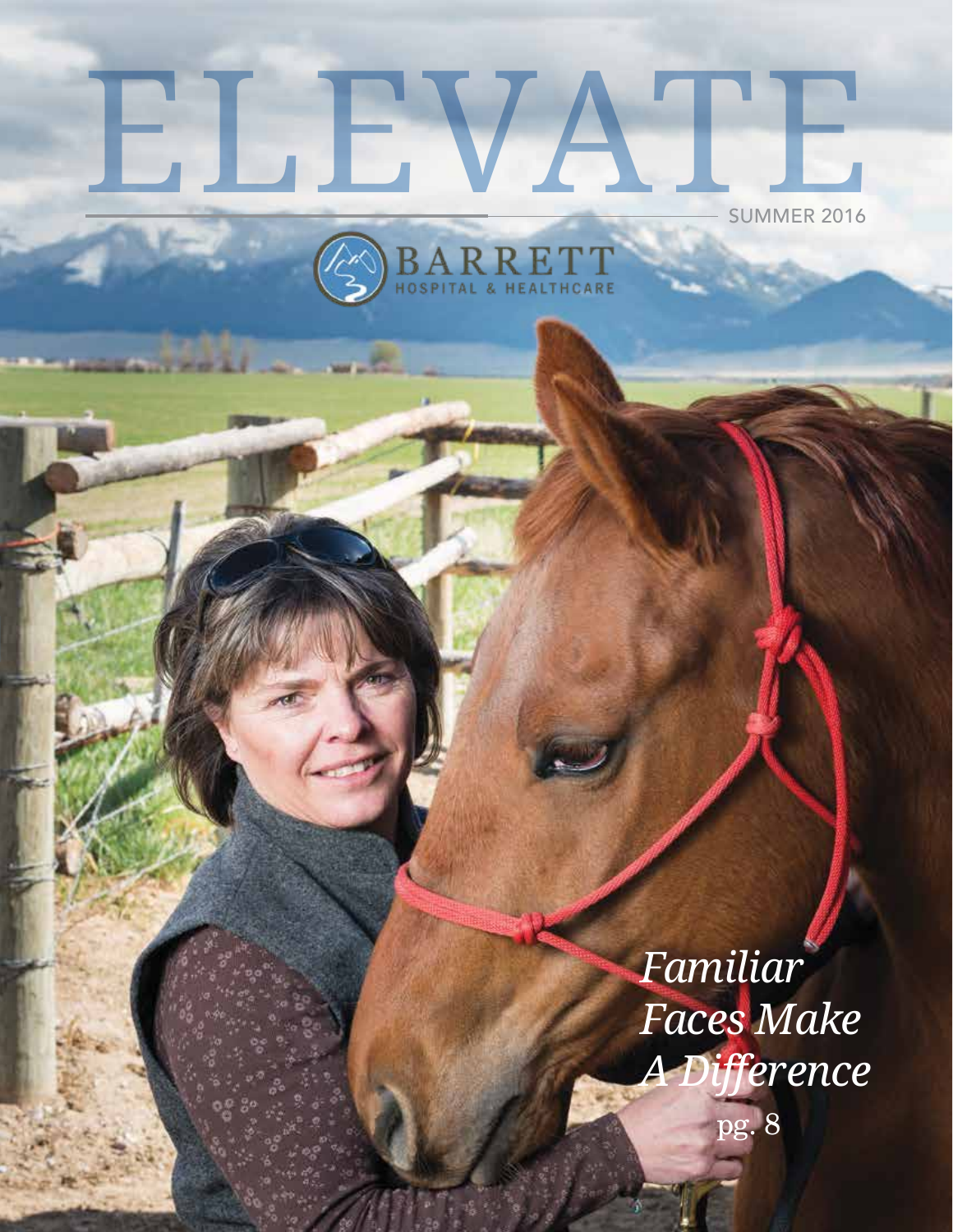# ELEVATE

SUMMER 2016

BARRETT
HOSPITAL & HEALTHCARE

*Familiar Faces Make A Difference*
pg. 8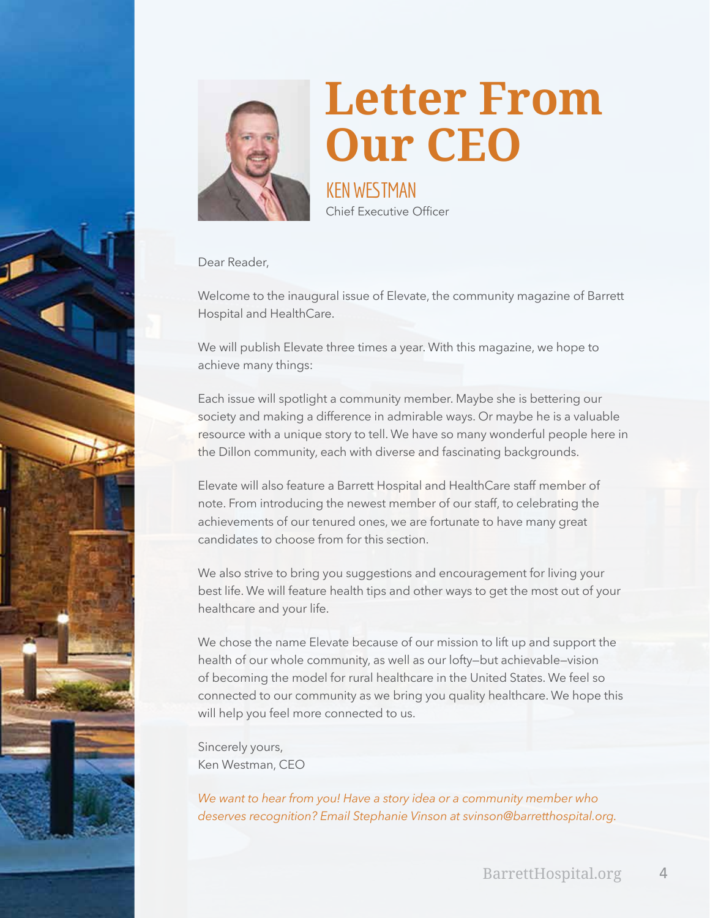# Letter From Our CEO

**KEN WESTMAN**
Chief Executive Officer

Dear Reader,

Welcome to the inaugural issue of Elevate, the community magazine of Barrett Hospital and HealthCare.

We will publish Elevate three times a year. With this magazine, we hope to achieve many things:

Each issue will spotlight a community member. Maybe she is bettering our society and making a difference in admirable ways. Or maybe he is a valuable resource with a unique story to tell. We have so many wonderful people here in the Dillon community, each with diverse and fascinating backgrounds.

Elevate will also feature a Barrett Hospital and HealthCare staff member of note. From introducing the newest member of our staff, to celebrating the achievements of our tenured ones, we are fortunate to have many great candidates to choose from for this section.

We also strive to bring you suggestions and encouragement for living your best life. We will feature health tips and other ways to get the most out of your healthcare and your life.

We chose the name Elevate because of our mission to lift up and support the health of our whole community, as well as our lofty—but achievable—vision of becoming the model for rural healthcare in the United States. We feel so connected to our community as we bring you quality healthcare. We hope this will help you feel more connected to us.

Sincerely yours,
Ken Westman, CEO

*We want to hear from you! Have a story idea or a community member who deserves recognition? Email Stephanie Vinson at svinson@barretthospital.org.*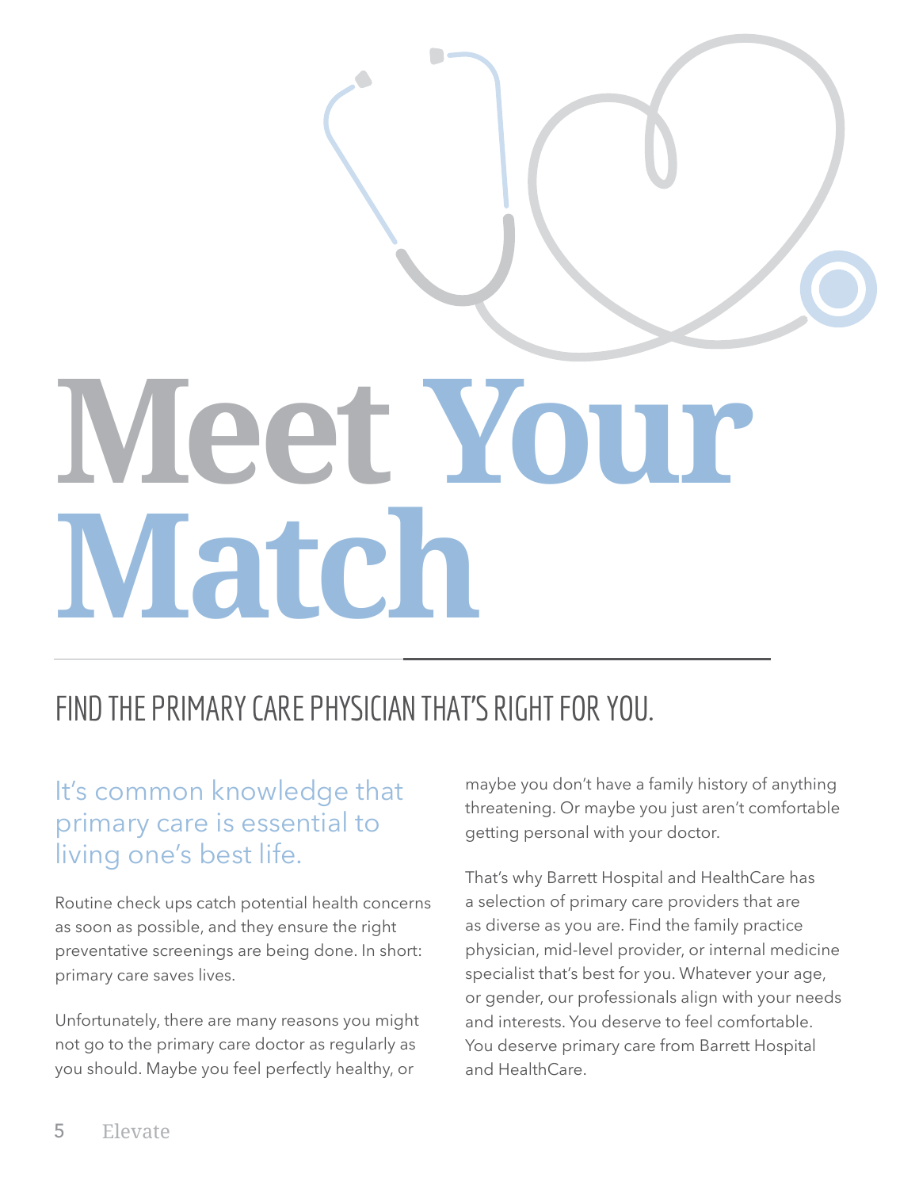# Meet Your Match

## FIND THE PRIMARY CARE PHYSICIAN THAT'S RIGHT FOR YOU.

### It's common knowledge that primary care is essential to living one's best life.

Routine check ups catch potential health concerns as soon as possible, and they ensure the right preventative screenings are being done. In short: primary care saves lives.

Unfortunately, there are many reasons you might not go to the primary care doctor as regularly as you should. Maybe you feel perfectly healthy, or maybe you don't have a family history of anything threatening. Or maybe you just aren't comfortable getting personal with your doctor.

That's why Barrett Hospital and HealthCare has a selection of primary care providers that are as diverse as you are. Find the family practice physician, mid-level provider, or internal medicine specialist that's best for you. Whatever your age, or gender, our professionals align with your needs and interests. You deserve to feel comfortable. You deserve primary care from Barrett Hospital and HealthCare.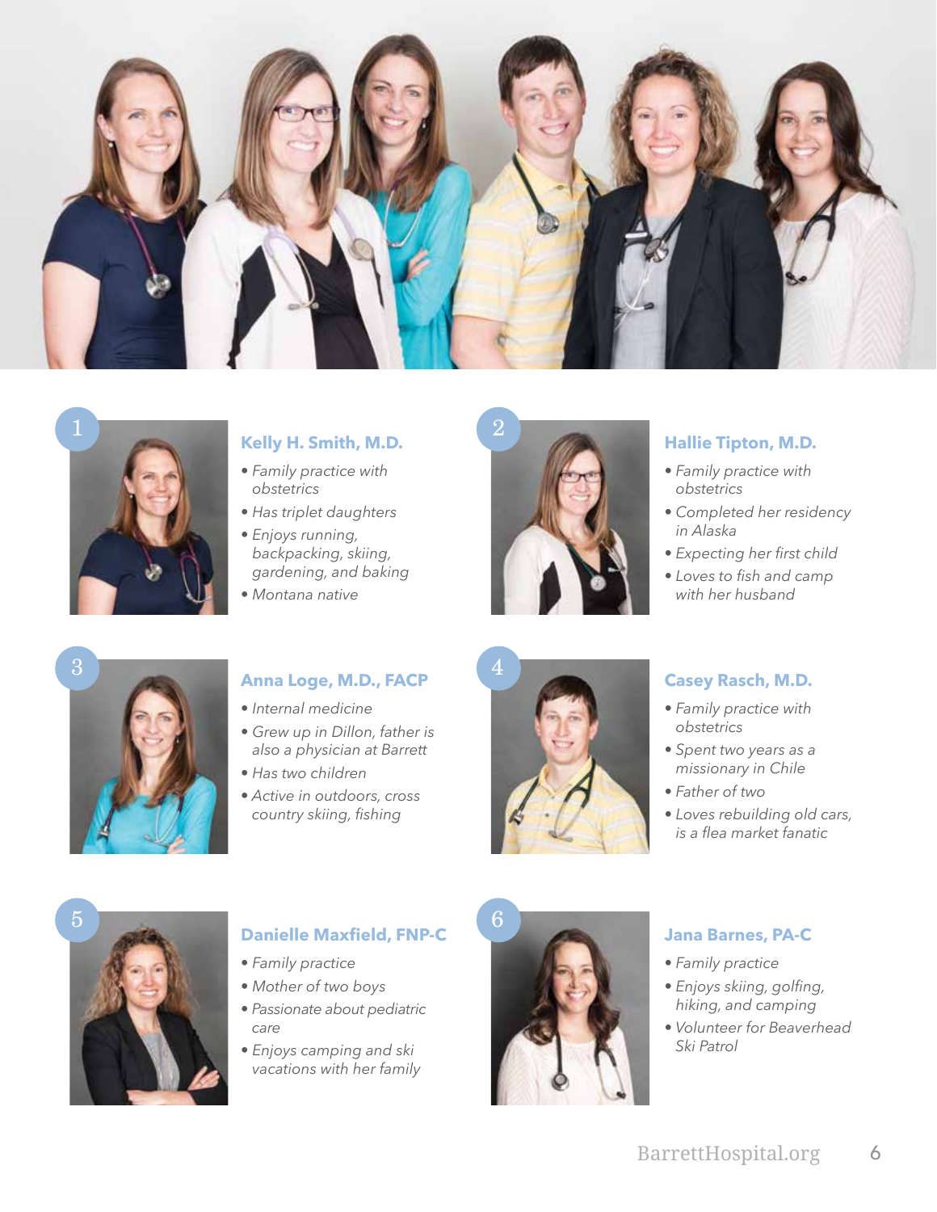1

### Kelly H. Smith, M.D.

- *Family practice with obstetrics*
- *Has triplet daughters*
- *Enjoys running, backpacking, skiing, gardening, and baking*
- *Montana native*

2

### Hallie Tipton, M.D.

- *Family practice with obstetrics*
- *Completed her residency in Alaska*
- *Expecting her first child*
- *Loves to fish and camp with her husband*

3

### Anna Loge, M.D., FACP

- *Internal medicine*
- *Grew up in Dillon, father is also a physician at Barrett*
- *Has two children*
- *Active in outdoors, cross country skiing, fishing*

4

### Casey Rasch, M.D.

- *Family practice with obstetrics*
- *Spent two years as a missionary in Chile*
- *Father of two*
- *Loves rebuilding old cars, is a flea market fanatic*

5

### Danielle Maxfield, FNP-C

- *Family practice*
- *Mother of two boys*
- *Passionate about pediatric care*
- *Enjoys camping and ski vacations with her family*

6

### Jana Barnes, PA-C

- *Family practice*
- *Enjoys skiing, golfing, hiking, and camping*
- *Volunteer for Beaverhead Ski Patrol*

BarrettHospital.org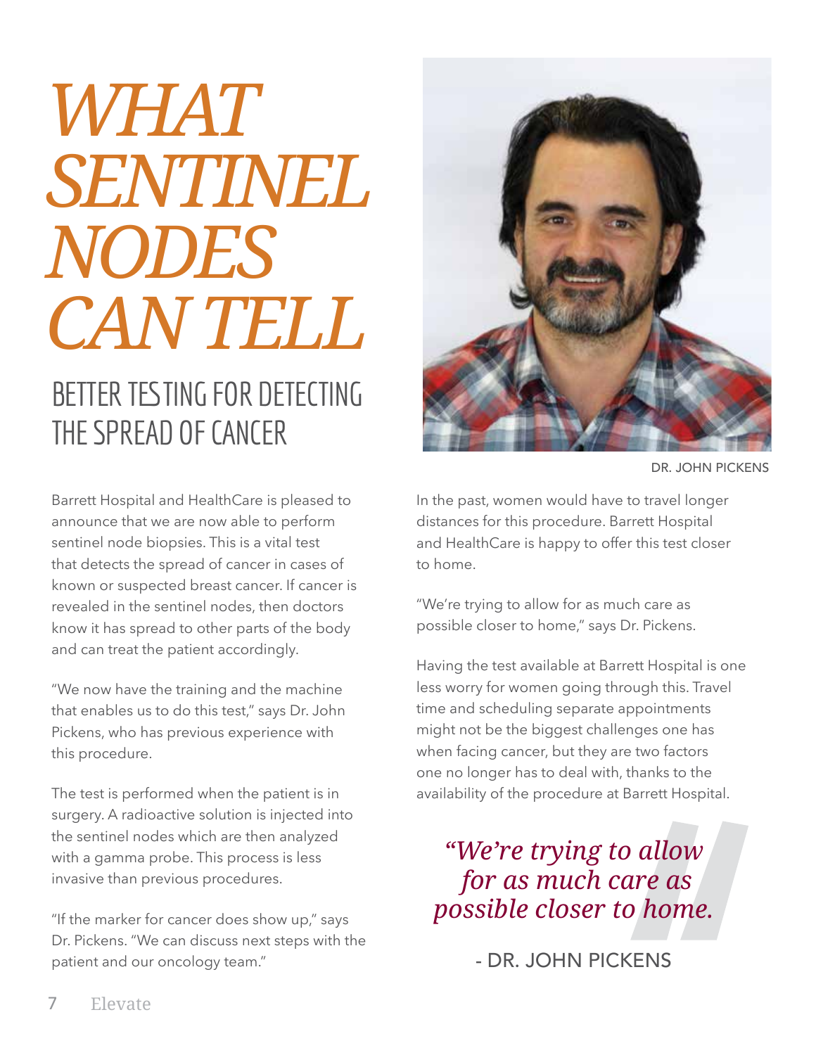# *WHAT SENTINEL NODES CAN TELL*

## BETTER TESTING FOR DETECTING THE SPREAD OF CANCER

DR. JOHN PICKENS

Barrett Hospital and HealthCare is pleased to announce that we are now able to perform sentinel node biopsies. This is a vital test that detects the spread of cancer in cases of known or suspected breast cancer. If cancer is revealed in the sentinel nodes, then doctors know it has spread to other parts of the body and can treat the patient accordingly.

"We now have the training and the machine that enables us to do this test," says Dr. John Pickens, who has previous experience with this procedure.

The test is performed when the patient is in surgery. A radioactive solution is injected into the sentinel nodes which are then analyzed with a gamma probe. This process is less invasive than previous procedures.

"If the marker for cancer does show up," says Dr. Pickens. "We can discuss next steps with the patient and our oncology team."

In the past, women would have to travel longer distances for this procedure. Barrett Hospital and HealthCare is happy to offer this test closer to home.

"We're trying to allow for as much care as possible closer to home," says Dr. Pickens.

Having the test available at Barrett Hospital is one less worry for women going through this. Travel time and scheduling separate appointments might not be the biggest challenges one has when facing cancer, but they are two factors one no longer has to deal with, thanks to the availability of the procedure at Barrett Hospital.

> *"We're trying to allow for as much care as possible closer to home.*
>
> - DR. JOHN PICKENS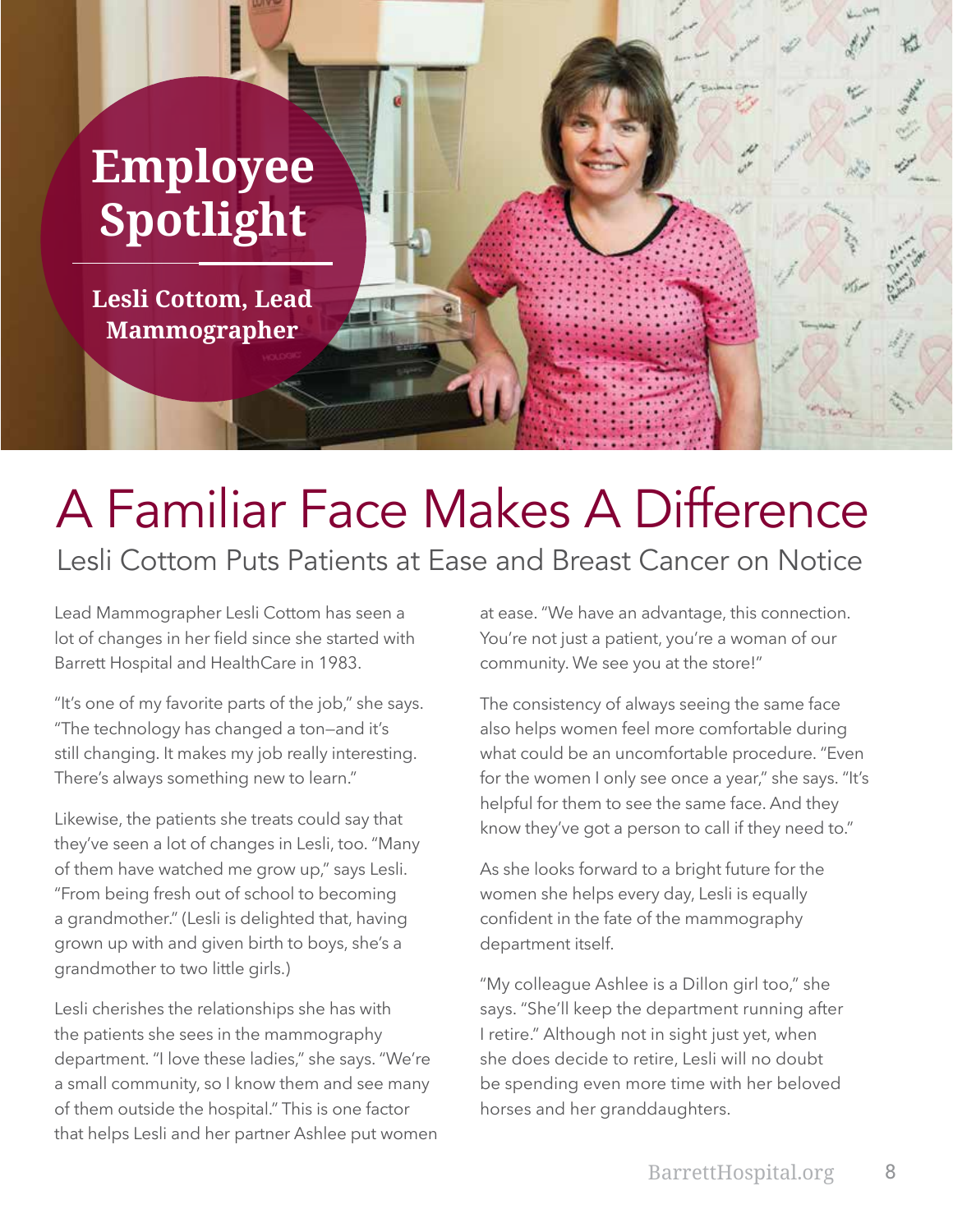# Employee Spotlight

**Lesli Cottom, Lead Mammographer**

# A Familiar Face Makes A Difference

## Lesli Cottom Puts Patients at Ease and Breast Cancer on Notice

Lead Mammographer Lesli Cottom has seen a lot of changes in her field since she started with Barrett Hospital and HealthCare in 1983.

"It's one of my favorite parts of the job," she says. "The technology has changed a ton—and it's still changing. It makes my job really interesting. There's always something new to learn."

Likewise, the patients she treats could say that they've seen a lot of changes in Lesli, too. "Many of them have watched me grow up," says Lesli. "From being fresh out of school to becoming a grandmother." (Lesli is delighted that, having grown up with and given birth to boys, she's a grandmother to two little girls.)

Lesli cherishes the relationships she has with the patients she sees in the mammography department. "I love these ladies," she says. "We're a small community, so I know them and see many of them outside the hospital." This is one factor that helps Lesli and her partner Ashlee put women at ease. "We have an advantage, this connection. You're not just a patient, you're a woman of our community. We see you at the store!"

The consistency of always seeing the same face also helps women feel more comfortable during what could be an uncomfortable procedure. "Even for the women I only see once a year," she says. "It's helpful for them to see the same face. And they know they've got a person to call if they need to."

As she looks forward to a bright future for the women she helps every day, Lesli is equally confident in the fate of the mammography department itself.

"My colleague Ashlee is a Dillon girl too," she says. "She'll keep the department running after I retire." Although not in sight just yet, when she does decide to retire, Lesli will no doubt be spending even more time with her beloved horses and her granddaughters.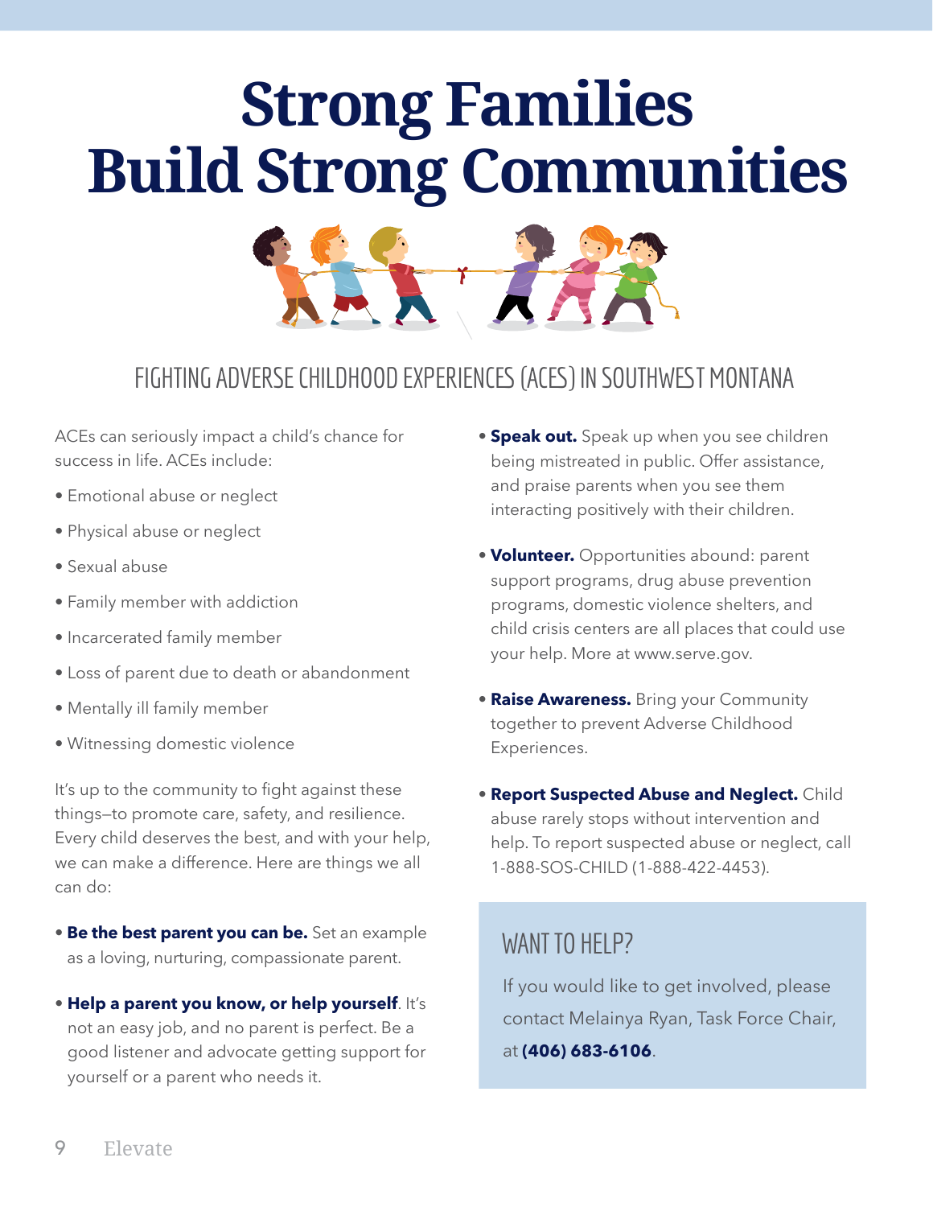# Strong Families Build Strong Communities

## FIGHTING ADVERSE CHILDHOOD EXPERIENCES (ACES) IN SOUTHWEST MONTANA

ACEs can seriously impact a child's chance for success in life. ACEs include:

- Emotional abuse or neglect
- Physical abuse or neglect
- Sexual abuse
- Family member with addiction
- Incarcerated family member
- Loss of parent due to death or abandonment
- Mentally ill family member
- Witnessing domestic violence

It's up to the community to fight against these things—to promote care, safety, and resilience. Every child deserves the best, and with your help, we can make a difference. Here are things we all can do:

- **Be the best parent you can be.** Set an example as a loving, nurturing, compassionate parent.
- **Help a parent you know, or help yourself**. It's not an easy job, and no parent is perfect. Be a good listener and advocate getting support for yourself or a parent who needs it.
- **Speak out.** Speak up when you see children being mistreated in public. Offer assistance, and praise parents when you see them interacting positively with their children.
- **Volunteer.** Opportunities abound: parent support programs, drug abuse prevention programs, domestic violence shelters, and child crisis centers are all places that could use your help. More at www.serve.gov.
- **Raise Awareness.** Bring your Community together to prevent Adverse Childhood Experiences.
- **Report Suspected Abuse and Neglect.** Child abuse rarely stops without intervention and help. To report suspected abuse or neglect, call 1-888-SOS-CHILD (1-888-422-4453).

### WANT TO HELP?

If you would like to get involved, please contact Melainya Ryan, Task Force Chair, at **(406) 683-6106**.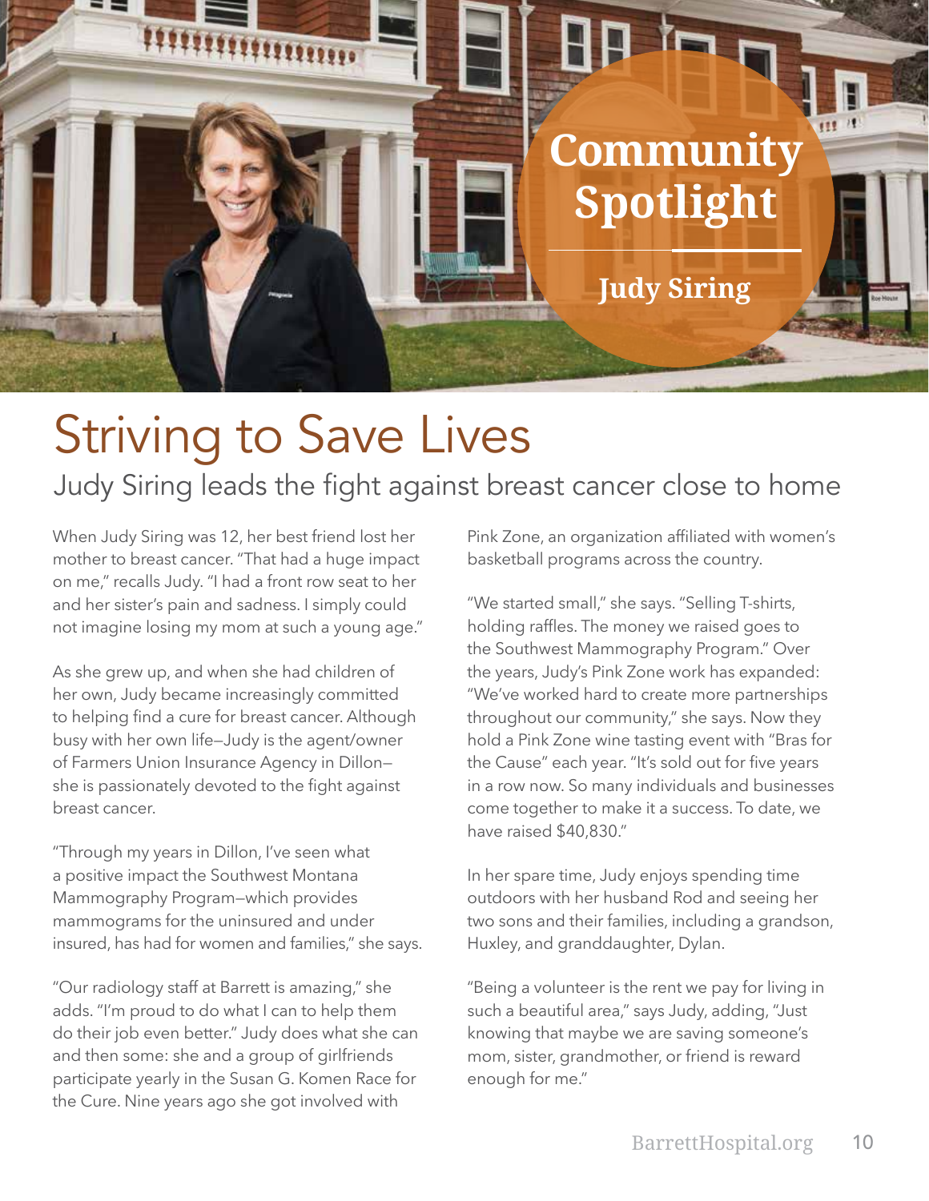# Community Spotlight

## Judy Siring

# Striving to Save Lives

## Judy Siring leads the fight against breast cancer close to home

When Judy Siring was 12, her best friend lost her mother to breast cancer. "That had a huge impact on me," recalls Judy. "I had a front row seat to her and her sister's pain and sadness. I simply could not imagine losing my mom at such a young age."

As she grew up, and when she had children of her own, Judy became increasingly committed to helping find a cure for breast cancer. Although busy with her own life—Judy is the agent/owner of Farmers Union Insurance Agency in Dillon—she is passionately devoted to the fight against breast cancer.

"Through my years in Dillon, I've seen what a positive impact the Southwest Montana Mammography Program—which provides mammograms for the uninsured and under insured, has had for women and families," she says.

"Our radiology staff at Barrett is amazing," she adds. "I'm proud to do what I can to help them do their job even better." Judy does what she can and then some: she and a group of girlfriends participate yearly in the Susan G. Komen Race for the Cure. Nine years ago she got involved with Pink Zone, an organization affiliated with women's basketball programs across the country.

"We started small," she says. "Selling T-shirts, holding raffles. The money we raised goes to the Southwest Mammography Program." Over the years, Judy's Pink Zone work has expanded: "We've worked hard to create more partnerships throughout our community," she says. Now they hold a Pink Zone wine tasting event with "Bras for the Cause" each year. "It's sold out for five years in a row now. So many individuals and businesses come together to make it a success. To date, we have raised $40,830."

In her spare time, Judy enjoys spending time outdoors with her husband Rod and seeing her two sons and their families, including a grandson, Huxley, and granddaughter, Dylan.

"Being a volunteer is the rent we pay for living in such a beautiful area," says Judy, adding, "Just knowing that maybe we are saving someone's mom, sister, grandmother, or friend is reward enough for me."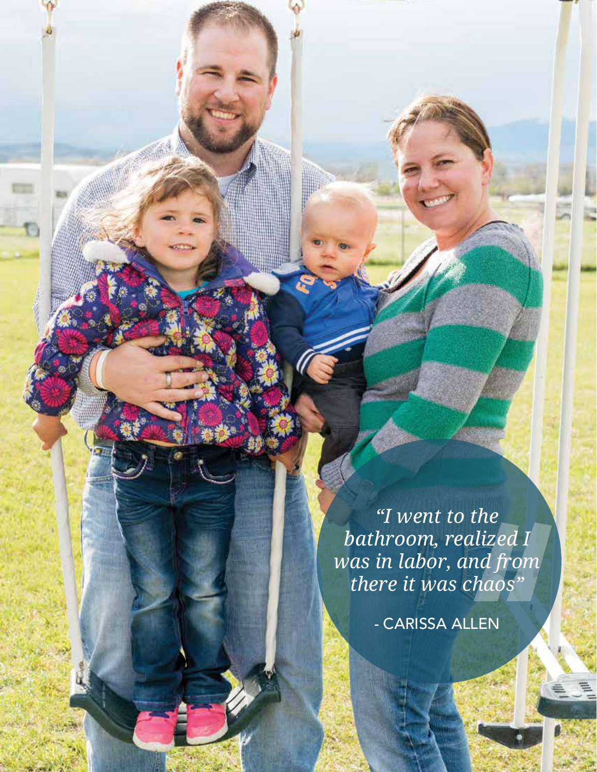*"I went to the bathroom, realized I was in labor, and from there it was chaos"*

- CARISSA ALLEN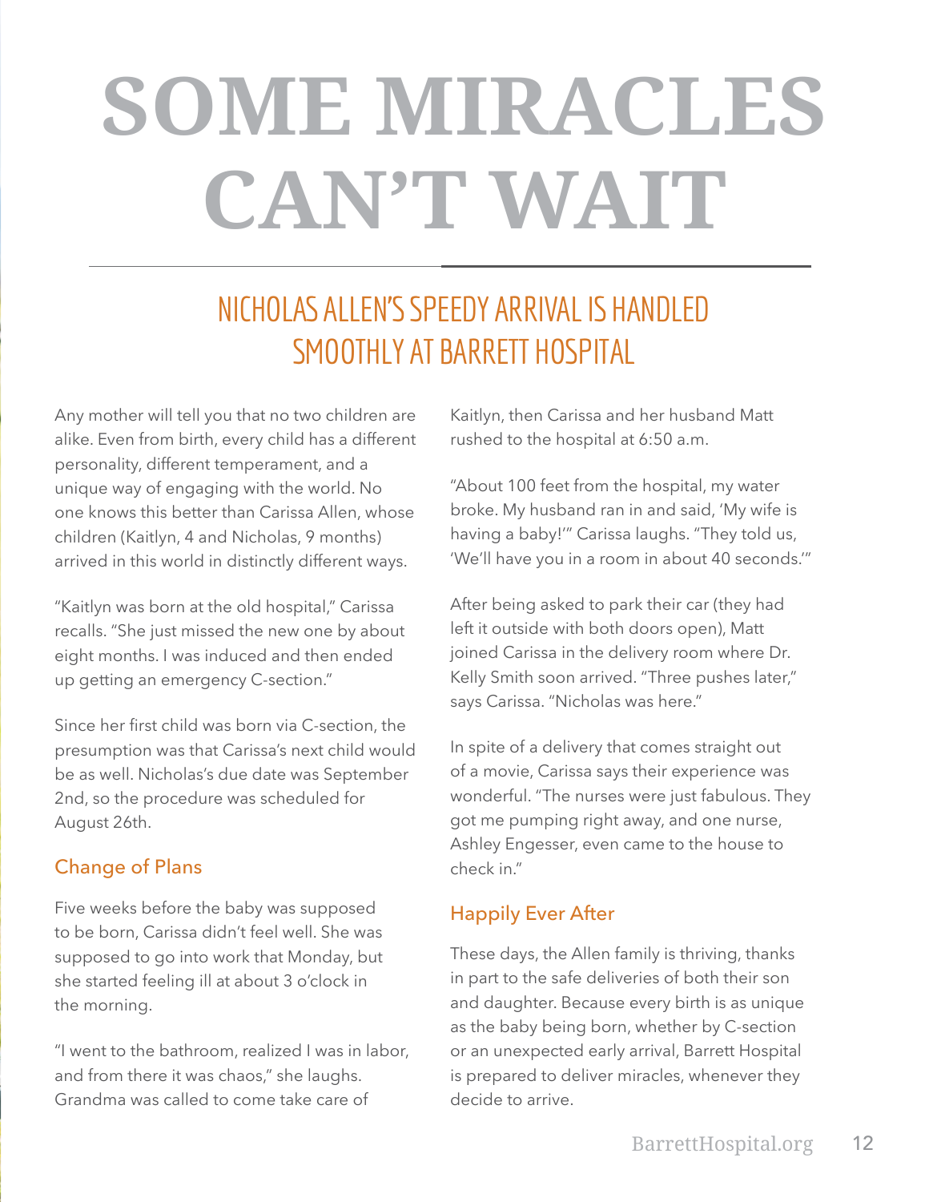# SOME MIRACLES CAN'T WAIT

## NICHOLAS ALLEN'S SPEEDY ARRIVAL IS HANDLED SMOOTHLY AT BARRETT HOSPITAL

Any mother will tell you that no two children are alike. Even from birth, every child has a different personality, different temperament, and a unique way of engaging with the world. No one knows this better than Carissa Allen, whose children (Kaitlyn, 4 and Nicholas, 9 months) arrived in this world in distinctly different ways.

"Kaitlyn was born at the old hospital," Carissa recalls. "She just missed the new one by about eight months. I was induced and then ended up getting an emergency C-section."

Since her first child was born via C-section, the presumption was that Carissa's next child would be as well. Nicholas's due date was September 2nd, so the procedure was scheduled for August 26th.

### Change of Plans

Five weeks before the baby was supposed to be born, Carissa didn't feel well. She was supposed to go into work that Monday, but she started feeling ill at about 3 o'clock in the morning.

"I went to the bathroom, realized I was in labor, and from there it was chaos," she laughs. Grandma was called to come take care of Kaitlyn, then Carissa and her husband Matt rushed to the hospital at 6:50 a.m.

"About 100 feet from the hospital, my water broke. My husband ran in and said, 'My wife is having a baby!'" Carissa laughs. "They told us, 'We'll have you in a room in about 40 seconds.'"

After being asked to park their car (they had left it outside with both doors open), Matt joined Carissa in the delivery room where Dr. Kelly Smith soon arrived. "Three pushes later," says Carissa. "Nicholas was here."

In spite of a delivery that comes straight out of a movie, Carissa says their experience was wonderful. "The nurses were just fabulous. They got me pumping right away, and one nurse, Ashley Engesser, even came to the house to check in."

### Happily Ever After

These days, the Allen family is thriving, thanks in part to the safe deliveries of both their son and daughter. Because every birth is as unique as the baby being born, whether by C-section or an unexpected early arrival, Barrett Hospital is prepared to deliver miracles, whenever they decide to arrive.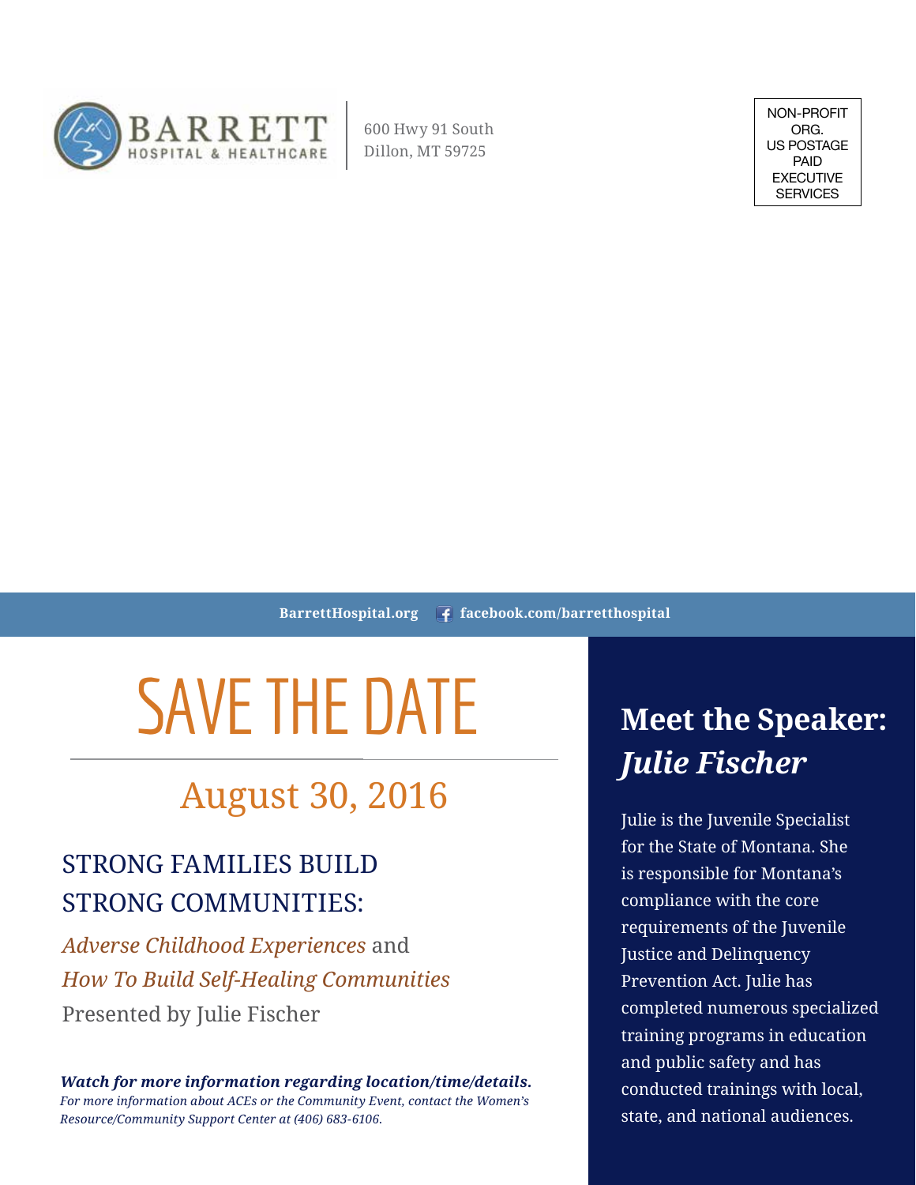BARRETT HOSPITAL & HEALTHCARE

600 Hwy 91 South
Dillon, MT 59725

NON-PROFIT ORG.
US POSTAGE PAID
EXECUTIVE SERVICES

**BarrettHospital.org** **facebook.com/barretthospital**

# SAVE THE DATE

## August 30, 2016

### STRONG FAMILIES BUILD STRONG COMMUNITIES:

*Adverse Childhood Experiences* and
*How To Build Self-Healing Communities*
Presented by Julie Fischer

***Watch for more information regarding location/time/details.***
*For more information about ACEs or the Community Event, contact the Women's Resource/Community Support Center at (406) 683-6106.*

## Meet the Speaker: *Julie Fischer*

Julie is the Juvenile Specialist for the State of Montana. She is responsible for Montana's compliance with the core requirements of the Juvenile Justice and Delinquency Prevention Act. Julie has completed numerous specialized training programs in education and public safety and has conducted trainings with local, state, and national audiences.